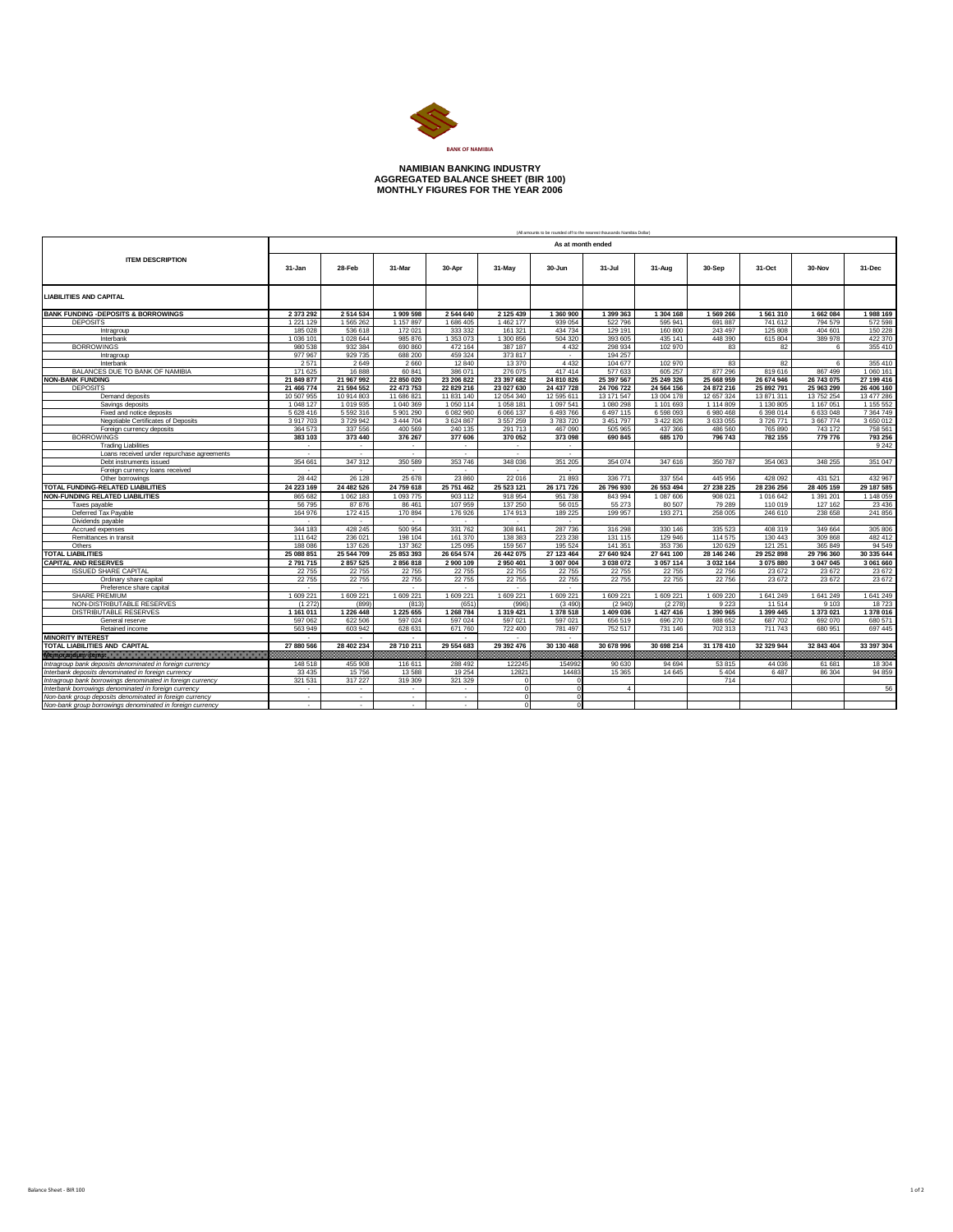BANK OF NAMIBIA

# NAMIBIAN BANKING INDUSTRY
## AGGREGATED BALANCE SHEET (BIR 100)
## MONTHLY FIGURES FOR THE YEAR 2006

(All amounts to be rounded off to the nearest thousands Namibia Dollar)

| ITEM DESCRIPTION | As at month ended | | | | | | | | | | | |
|---|---|---|---|---|---|---|---|---|---|---|---|---|
| | 31-Jan | 28-Feb | 31-Mar | 30-Apr | 31-May | 30-Jun | 31-Jul | 31-Aug | 30-Sep | 31-Oct | 30-Nov | 31-Dec |
| **LIABILITIES AND CAPITAL** | | | | | | | | | | | | |
| **BANK FUNDING -DEPOSITS & BORROWINGS** | 2 373 292 | 2 514 534 | 1 909 598 | 2 544 640 | 2 125 439 | 1 360 900 | 1 399 363 | 1 304 168 | 1 569 266 | 1 561 310 | 1 662 084 | 1 988 169 |
| DEPOSITS | 1 221 129 | 1 565 262 | 1 157 897 | 1 686 405 | 1 462 177 | 939 054 | 522 796 | 595 941 | 691 887 | 741 612 | 794 579 | 572 598 |
| Intragroup | 185 028 | 536 618 | 172 021 | 333 332 | 161 321 | 434 734 | 129 191 | 160 800 | 243 497 | 125 808 | 404 601 | 150 228 |
| Interbank | 1 036 101 | 1 028 644 | 985 876 | 1 353 073 | 1 300 856 | 504 320 | 393 605 | 435 141 | 448 390 | 615 804 | 389 978 | 422 370 |
| BORROWINGS | 980 538 | 932 384 | 690 860 | 472 164 | 387 187 | 4 432 | 298 934 | 102 970 | 83 | 82 | 6 | 355 410 |
| Intragroup | 977 967 | 929 735 | 688 200 | 459 324 | 373 817 | - | 194 257 | | | | | |
| Interbank | 2 571 | 2 649 | 2 660 | 12 840 | 13 370 | 4 432 | 104 677 | 102 970 | 83 | 82 | 6 | 355 410 |
| BALANCES DUE TO BANK OF NAMIBIA | 171 625 | 16 888 | 60 841 | 386 071 | 276 075 | 417 414 | 577 633 | 605 257 | 877 296 | 819 616 | 867 499 | 1 060 161 |
| **NON-BANK FUNDING** | 21 849 877 | 21 967 992 | 22 850 020 | 23 206 822 | 23 397 682 | 24 810 826 | 25 397 567 | 25 249 326 | 25 668 959 | 26 674 946 | 26 743 075 | 27 199 416 |
| DEPOSITS | 21 466 774 | 21 594 552 | 22 473 753 | 22 829 216 | 23 027 630 | 24 437 728 | 24 706 722 | 24 564 156 | 24 872 216 | 25 892 791 | 25 963 299 | 26 406 160 |
| Demand deposits | 10 507 955 | 10 914 803 | 11 686 821 | 11 831 140 | 12 054 340 | 12 595 611 | 13 171 547 | 13 004 178 | 12 657 324 | 13 871 311 | 13 752 254 | 13 477 286 |
| Savings deposits | 1 048 127 | 1 019 935 | 1 040 369 | 1 050 114 | 1 058 181 | 1 097 541 | 1 080 298 | 1 101 693 | 1 114 809 | 1 130 805 | 1 167 051 | 1 155 552 |
| Fixed and notice deposits | 5 628 416 | 5 592 316 | 5 901 290 | 6 082 960 | 6 066 137 | 6 493 766 | 6 497 115 | 6 598 093 | 6 980 468 | 6 398 014 | 6 633 048 | 7 364 749 |
| Negotiable Certificates of Deposits | 3 917 703 | 3 729 942 | 3 444 704 | 3 624 867 | 3 557 259 | 3 783 720 | 3 451 797 | 3 422 826 | 3 633 055 | 3 726 771 | 3 667 774 | 3 650 012 |
| Foreign currency deposits | 364 573 | 337 556 | 400 569 | 240 135 | 291 713 | 467 090 | 505 965 | 437 366 | 486 560 | 765 890 | 743 172 | 758 561 |
| BORROWINGS | 383 103 | 373 440 | 376 267 | 377 606 | 370 052 | 373 098 | 690 845 | 685 170 | 796 743 | 782 155 | 779 776 | 793 256 |
| Trading Liabilities | - | - | - | - | - | - | | | | | | 9 242 |
| Loans received under repurchase agreements | - | - | - | - | - | - | | | | | | |
| Debt instruments issued | 354 661 | 347 312 | 350 589 | 353 746 | 348 036 | 351 205 | 354 074 | 347 616 | 350 787 | 354 063 | 348 255 | 351 047 |
| Foreign currency loans received | - | - | - | - | - | - | | | | | | |
| Other borrowings | 28 442 | 26 128 | 25 678 | 23 860 | 22 016 | 21 893 | 336 771 | 337 554 | 445 956 | 428 092 | 431 521 | 432 967 |
| **TOTAL FUNDING-RELATED LIABILITIES** | 24 223 169 | 24 482 526 | 24 759 618 | 25 751 462 | 25 523 121 | 26 171 726 | 26 796 930 | 26 553 494 | 27 238 225 | 28 236 256 | 28 405 159 | 29 187 585 |
| **NON-FUNDING RELATED LIABILITIES** | 865 682 | 1 062 183 | 1 093 775 | 903 112 | 918 954 | 951 738 | 843 994 | 1 087 606 | 908 021 | 1 016 642 | 1 391 201 | 1 148 059 |
| Taxes payable | 56 795 | 87 876 | 86 461 | 107 959 | 137 250 | 56 015 | 55 273 | 80 507 | 79 289 | 110 019 | 127 162 | 23 436 |
| Deferred Tax Payable | 164 976 | 172 415 | 170 894 | 176 926 | 174 913 | 189 225 | 199 957 | 193 271 | 258 005 | 246 610 | 238 658 | 241 856 |
| Dividends payable | - | - | - | - | - | - | | | | | | |
| Accrued expenses | 344 183 | 428 245 | 500 954 | 331 762 | 308 841 | 287 736 | 316 298 | 330 146 | 335 523 | 408 319 | 349 664 | 305 806 |
| Remittances in transit | 111 642 | 236 021 | 198 104 | 161 370 | 138 383 | 223 238 | 131 115 | 129 946 | 114 575 | 130 443 | 309 868 | 482 412 |
| Others | 188 086 | 137 626 | 137 362 | 125 095 | 159 567 | 195 524 | 141 351 | 353 736 | 120 629 | 121 251 | 365 849 | 94 549 |
| **TOTAL LIABILITIES** | 25 088 851 | 25 544 709 | 25 853 393 | 26 654 574 | 26 442 075 | 27 123 464 | 27 640 924 | 27 641 100 | 28 146 246 | 29 252 898 | 29 796 360 | 30 335 644 |
| **CAPITAL AND RESERVES** | 2 791 715 | 2 857 525 | 2 856 818 | 2 900 109 | 2 950 401 | 3 007 004 | 3 038 072 | 3 057 114 | 3 032 164 | 3 075 880 | 3 047 045 | 3 061 660 |
| ISSUED SHARE CAPITAL | 22 755 | 22 755 | 22 755 | 22 755 | 22 755 | 22 755 | 22 755 | 22 755 | 22 756 | 23 672 | 23 672 | 23 672 |
| Ordinary share capital | 22 755 | 22 755 | 22 755 | 22 755 | 22 755 | 22 755 | 22 755 | 22 755 | 22 756 | 23 672 | 23 672 | 23 672 |
| Preference share capital | - | - | - | - | - | - | | | | | | |
| SHARE PREMIUM | 1 609 221 | 1 609 221 | 1 609 221 | 1 609 221 | 1 609 221 | 1 609 221 | 1 609 221 | 1 609 221 | 1 609 220 | 1 641 249 | 1 641 249 | 1 641 249 |
| NON-DISTRIBUTABLE RESERVES | (1 272) | (899) | (813) | (651) | (996) | (3 490) | (2 940) | (2 278) | 9 223 | 11 514 | 9 103 | 18 723 |
| DISTRIBUTABLE RESERVES | 1 161 011 | 1 226 448 | 1 225 655 | 1 268 784 | 1 319 421 | 1 378 518 | 1 409 036 | 1 427 416 | 1 390 965 | 1 399 445 | 1 373 021 | 1 378 016 |
| General reserve | 597 062 | 622 506 | 597 024 | 597 024 | 597 021 | 597 021 | 656 519 | 696 270 | 688 652 | 687 702 | 692 070 | 680 571 |
| Retained income | 563 949 | 603 942 | 628 631 | 671 760 | 722 400 | 781 497 | 752 517 | 731 146 | 702 313 | 711 743 | 680 951 | 697 445 |
| **MINORITY INTEREST** | - | - | - | - | - | - | | | | | | |
| **TOTAL LIABILITIES AND CAPITAL** | 27 880 566 | 28 402 234 | 28 710 211 | 29 554 683 | 29 392 476 | 30 130 468 | 30 678 996 | 30 698 214 | 31 178 410 | 32 329 944 | 32 843 404 | 33 397 304 |
| *Memorandum items* | | | | | | | | | | | | |
| *Intragroup bank deposits denominated in foreign currency* | 148 518 | 455 908 | 116 611 | 288 492 | 122245 | 154992 | 90 630 | 94 694 | 53 815 | 44 036 | 61 681 | 18 304 |
| *Interbank deposits denominated in foreign currency* | 33 435 | 15 756 | 13 588 | 19 254 | 12821 | 14483 | 15 365 | 14 645 | 5 404 | 6 487 | 86 304 | 94 859 |
| *Intragroup bank borrowings denominated in foreign currency* | 321 531 | 317 227 | 319 309 | 321 329 | 0 | 0 | | | 714 | | | |
| *Interbank borrowings denominated in foreign currency* | | | | | 0 | 0 | 4 | | | | | 56 |
| *Non-bank group deposits denominated in foreign currency* | - | - | - | - | 0 | 0 | | | | | | |
| *Non-bank group borrowings denominated in foreign currency* | - | - | - | - | 0 | 0 | | | | | | |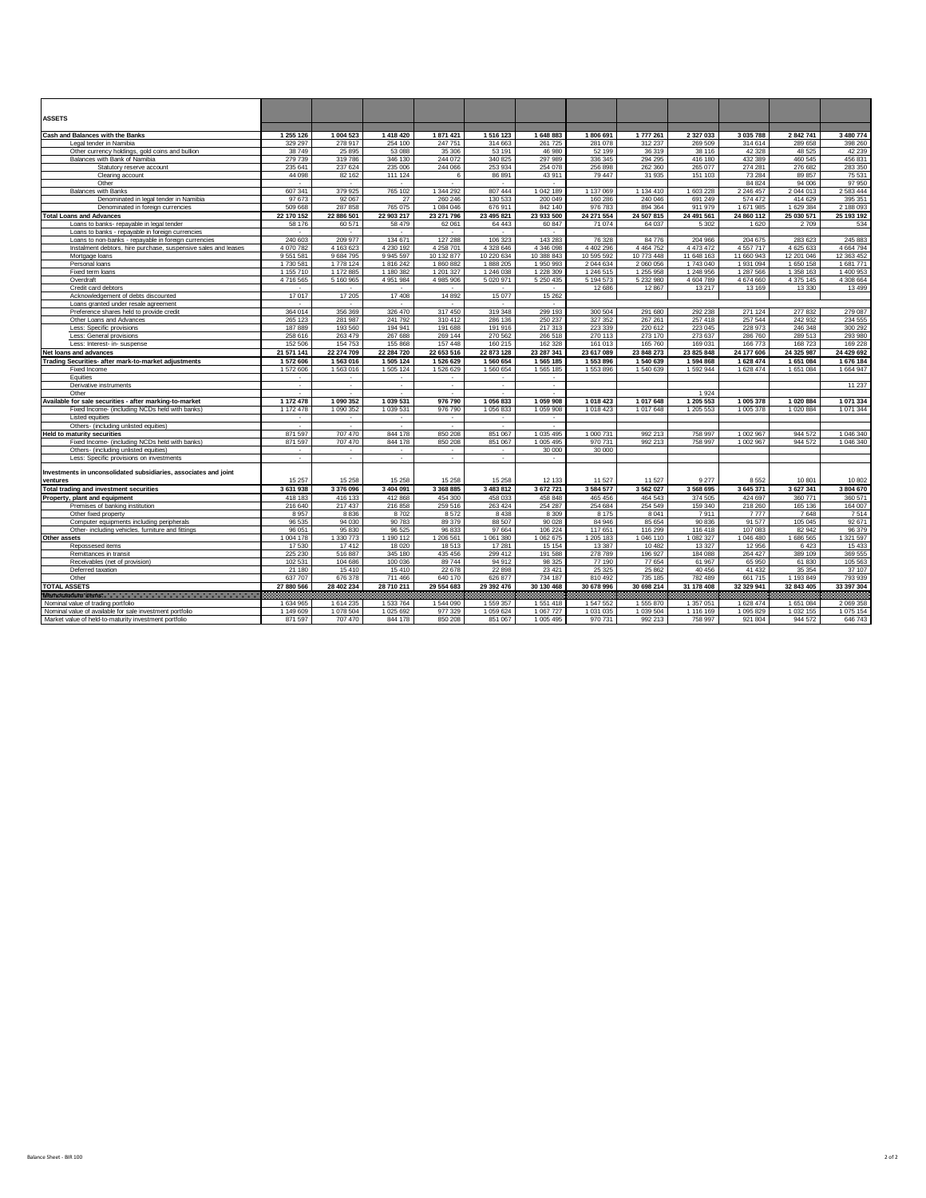| ASSETS | | | | | | | | | | | | |
|---|---|---|---|---|---|---|---|---|---|---|---|---|
| **Cash and Balances with the Banks** | **1 255 126** | **1 004 523** | **1 418 420** | **1 871 421** | **1 516 123** | **1 648 883** | **1 806 691** | **1 777 261** | **2 327 033** | **3 035 788** | **2 842 741** | **3 480 774** |
| Legal tender in Namibia | 329 297 | 278 917 | 254 100 | 247 751 | 314 663 | 261 725 | 281 078 | 312 237 | 269 509 | 314 614 | 289 658 | 398 260 |
| Other currency holdings, gold coins and bullion | 38 749 | 25 895 | 53 088 | 35 306 | 53 191 | 46 980 | 52 199 | 36 319 | 38 116 | 42 328 | 48 525 | 42 239 |
| Balances with Bank of Namibia | 279 739 | 319 786 | 346 130 | 244 072 | 340 825 | 297 989 | 336 345 | 294 295 | 416 180 | 432 389 | 460 545 | 456 831 |
| Statutory reserve account | 235 641 | 237 624 | 235 006 | 244 066 | 253 934 | 254 078 | 256 898 | 262 360 | 265 077 | 274 281 | 276 682 | 283 350 |
| Clearing account | 44 098 | 82 162 | 111 124 | 6 | 86 891 | 43 911 | 79 447 | 31 935 | 151 103 | 73 284 | 89 857 | 75 531 |
| Other | - | - | - | - | - | - | | | | 84 824 | 94 006 | 97 950 |
| Balances with Banks | 607 341 | 379 925 | 765 102 | 1 344 292 | 807 444 | 1 042 189 | 1 137 069 | 1 134 410 | 1 603 228 | 2 246 457 | 2 044 013 | 2 583 444 |
| Denominated in legal tender in Namibia | 97 673 | 92 067 | 27 | 260 246 | 130 533 | 200 049 | 160 286 | 240 046 | 691 249 | 574 472 | 414 629 | 395 351 |
| Denominated in foreign currencies | 509 668 | 287 858 | 765 075 | 1 084 046 | 676 911 | 842 140 | 976 783 | 894 364 | 911 979 | 1 671 985 | 1 629 384 | 2 188 093 |
| **Total Loans and Advances** | **22 170 152** | **22 886 501** | **22 903 217** | **23 271 796** | **23 495 821** | **23 933 500** | **24 271 554** | **24 507 815** | **24 491 561** | **24 860 112** | **25 030 571** | **25 193 192** |
| Loans to banks - repayable in legal tender | 58 176 | 60 571 | 58 479 | 62 061 | 64 443 | 60 847 | 71 074 | 64 037 | 5 302 | 1 620 | 2 709 | 534 |
| Loans to banks - repayable in foreign currencies | - | - | - | - | - | - | | | | | | |
| Loans to non-banks - repayable in foreign currencies | 240 603 | 209 977 | 134 671 | 127 288 | 106 323 | 143 283 | 76 328 | 84 776 | 204 966 | 204 675 | 283 623 | 245 883 |
| Instalment debtors, hire purchase, suspensive sales and leases | 4 070 782 | 4 163 623 | 4 230 192 | 4 258 701 | 4 328 646 | 4 346 098 | 4 402 296 | 4 464 752 | 4 473 472 | 4 557 717 | 4 625 633 | 4 664 794 |
| Mortgage loans | 9 551 581 | 9 684 795 | 9 945 597 | 10 132 877 | 10 220 634 | 10 388 843 | 10 595 592 | 10 773 448 | 11 648 163 | 11 660 943 | 12 201 046 | 12 363 452 |
| Personal loans | 1 730 581 | 1 778 124 | 1 816 242 | 1 860 882 | 1 888 205 | 1 950 993 | 2 044 634 | 2 060 056 | 1 743 040 | 1 931 094 | 1 650 158 | 1 681 771 |
| Fixed term loans | 1 155 710 | 1 172 885 | 1 180 382 | 1 201 327 | 1 246 038 | 1 228 309 | 1 246 515 | 1 255 958 | 1 248 956 | 1 287 566 | 1 358 163 | 1 400 953 |
| Overdraft | 4 716 565 | 5 160 965 | 4 951 984 | 4 985 906 | 5 020 971 | 5 250 435 | 5 194 573 | 5 232 980 | 4 604 789 | 4 674 660 | 4 375 145 | 4 308 664 |
| Credit card debtors | - | - | - | - | - | - | 12 686 | 12 867 | 13 217 | 13 169 | 13 330 | 13 499 |
| Acknowledgement of debts discounted | 17 017 | 17 205 | 17 408 | 14 892 | 15 077 | 15 262 | | | | | | |
| Loans granted under resale agreement | - | - | - | - | - | - | | | | | | |
| Preference shares held to provide credit | 364 014 | 356 369 | 326 470 | 317 450 | 319 348 | 299 193 | 300 504 | 291 680 | 292 238 | 271 124 | 277 832 | 279 087 |
| Other Loans and Advances | 265 123 | 281 987 | 241 792 | 310 412 | 286 136 | 250 237 | 327 352 | 267 261 | 257 418 | 257 544 | 242 932 | 234 555 |
| Less: Specific provisions | 187 889 | 193 560 | 194 941 | 191 688 | 191 916 | 217 313 | 223 339 | 220 612 | 223 045 | 228 973 | 246 348 | 300 292 |
| Less: General provisions | 258 616 | 263 479 | 267 688 | 269 144 | 270 562 | 266 518 | 270 113 | 273 170 | 273 637 | 286 760 | 289 513 | 293 980 |
| Less: Interest- in- suspense | 152 506 | 154 753 | 155 868 | 157 448 | 160 215 | 162 328 | 161 013 | 165 760 | 169 031 | 166 773 | 168 723 | 169 228 |
| **Net loans and advances** | **21 571 141** | **22 274 709** | **22 284 720** | **22 653 516** | **22 873 128** | **23 287 341** | **23 617 089** | **23 848 273** | **23 825 848** | **24 177 606** | **24 325 987** | **24 429 692** |
| **Trading Securities- after mark-to-market adjustments** | **1 572 606** | **1 563 016** | **1 505 124** | **1 526 629** | **1 560 654** | **1 565 185** | **1 553 896** | **1 540 639** | **1 594 868** | **1 628 474** | **1 651 084** | **1 676 184** |
| Fixed Income | 1 572 606 | 1 563 016 | 1 505 124 | 1 526 629 | 1 560 654 | 1 565 185 | 1 553 896 | 1 540 639 | 1 592 944 | 1 628 474 | 1 651 084 | 1 664 947 |
| Equities | - | - | - | - | - | - | | | | | | |
| Derivative instruments | - | - | - | - | - | - | | | | | | 11 237 |
| Other | - | - | - | - | - | - | | | 1 924 | | | |
| **Available for sale securities - after marking-to-market** | **1 172 478** | **1 090 352** | **1 039 531** | **976 790** | **1 056 833** | **1 059 908** | **1 018 423** | **1 017 648** | **1 205 553** | **1 005 378** | **1 020 884** | **1 071 334** |
| Fixed Income- (including NCDs held with banks) | 1 172 478 | 1 090 352 | 1 039 531 | 976 790 | 1 056 833 | 1 059 908 | 1 018 423 | 1 017 648 | 1 205 553 | 1 005 378 | 1 020 884 | 1 071 344 |
| Listed equities | - | - | - | - | - | - | | | | | | |
| Others- (including unlisted equities) | - | - | - | - | - | - | | | | | | |
| **Held to maturity securities** | 871 597 | 707 470 | 844 178 | 850 208 | 851 067 | 1 035 495 | 1 000 731 | 992 213 | 758 997 | 1 002 967 | 944 572 | 1 046 340 |
| Fixed Income- (including NCDs held with banks) | 871 597 | 707 470 | 844 178 | 850 208 | 851 067 | 1 005 495 | 970 731 | 992 213 | 758 997 | 1 002 967 | 944 572 | 1 046 340 |
| Others- (including unlisted equities) | - | - | - | - | - | 30 000 | 30 000 | | | | | |
| Less: Specific provisions on investments | - | - | - | - | - | - | | | | | | |
| **Investments in unconsolidated subsidiaries, associates and joint ventures** | 15 257 | 15 258 | 15 258 | 15 258 | 15 258 | 12 133 | 11 527 | 11 527 | 9 277 | 8 552 | 10 801 | 10 802 |
| **Total trading and investment securities** | **3 631 938** | **3 376 096** | **3 404 091** | **3 368 885** | **3 483 812** | **3 672 721** | **3 584 577** | **3 562 027** | **3 568 695** | **3 645 371** | **3 627 341** | **3 804 670** |
| **Property, plant and equipment** | 418 183 | 416 133 | 412 868 | 454 300 | 458 033 | 458 848 | 465 456 | 464 543 | 374 505 | 424 697 | 360 771 | 360 571 |
| Premises of banking institution | 216 640 | 217 437 | 216 858 | 259 516 | 263 424 | 254 287 | 254 684 | 254 549 | 159 340 | 218 260 | 165 136 | 164 007 |
| Other fixed property | 8 957 | 8 836 | 8 702 | 8 572 | 8 438 | 8 309 | 8 175 | 8 041 | 7 911 | 7 777 | 7 648 | 7 514 |
| Computer equipments including peripherals | 96 535 | 94 030 | 90 783 | 89 379 | 88 507 | 90 028 | 84 946 | 85 654 | 90 836 | 91 577 | 105 045 | 92 671 |
| Other- including vehicles, furniture and fittings | 96 051 | 95 830 | 96 525 | 96 833 | 97 664 | 106 224 | 117 651 | 116 299 | 116 418 | 107 083 | 82 942 | 96 379 |
| **Other assets** | 1 004 178 | 1 330 773 | 1 190 112 | 1 206 561 | 1 061 380 | 1 062 675 | 1 205 183 | 1 046 110 | 1 082 327 | 1 046 480 | 1 686 565 | 1 321 597 |
| Repossesed items | 17 530 | 17 412 | 18 020 | 18 513 | 17 281 | 15 154 | 13 387 | 10 482 | 13 327 | 12 956 | 6 423 | 15 433 |
| Remittances in transit | 225 230 | 516 887 | 345 180 | 435 456 | 299 412 | 191 588 | 278 789 | 196 927 | 184 088 | 264 427 | 389 109 | 369 555 |
| Receivables (net of provision) | 102 531 | 104 686 | 100 036 | 89 744 | 94 912 | 98 325 | 77 190 | 77 654 | 61 967 | 65 950 | 61 830 | 105 563 |
| Deferred taxation | 21 180 | 15 410 | 15 410 | 22 678 | 22 898 | 23 421 | 25 325 | 25 862 | 40 456 | 41 432 | 35 354 | 37 107 |
| Other | 637 707 | 676 378 | 711 466 | 640 170 | 626 877 | 734 187 | 810 492 | 735 185 | 782 489 | 661 715 | 1 193 849 | 793 939 |
| **TOTAL ASSETS** | **27 880 566** | **28 402 234** | **28 710 211** | **29 554 683** | **29 392 476** | **30 130 468** | **30 678 996** | **30 698 214** | **31 178 408** | **32 329 941** | **32 843 405** | **33 397 304** |
| Memorandum items: | | | | | | | | | | | | |
| Nominal value of trading portfolio | 1 634 965 | 1 614 235 | 1 533 764 | 1 544 090 | 1 559 357 | 1 551 418 | 1 547 552 | 1 555 870 | 1 357 051 | 1 628 474 | 1 651 084 | 2 069 358 |
| Nominal value of available for sale investment portfolio | 1 149 609 | 1 078 504 | 1 025 692 | 977 329 | 1 059 624 | 1 067 727 | 1 031 035 | 1 039 504 | 1 116 169 | 1 095 829 | 1 032 155 | 1 075 154 |
| Market value of held-to-maturity investment portfolio | 871 597 | 707 470 | 844 178 | 850 208 | 851 067 | 1 005 495 | 970 731 | 992 213 | 758 997 | 921 804 | 944 572 | 646 743 |